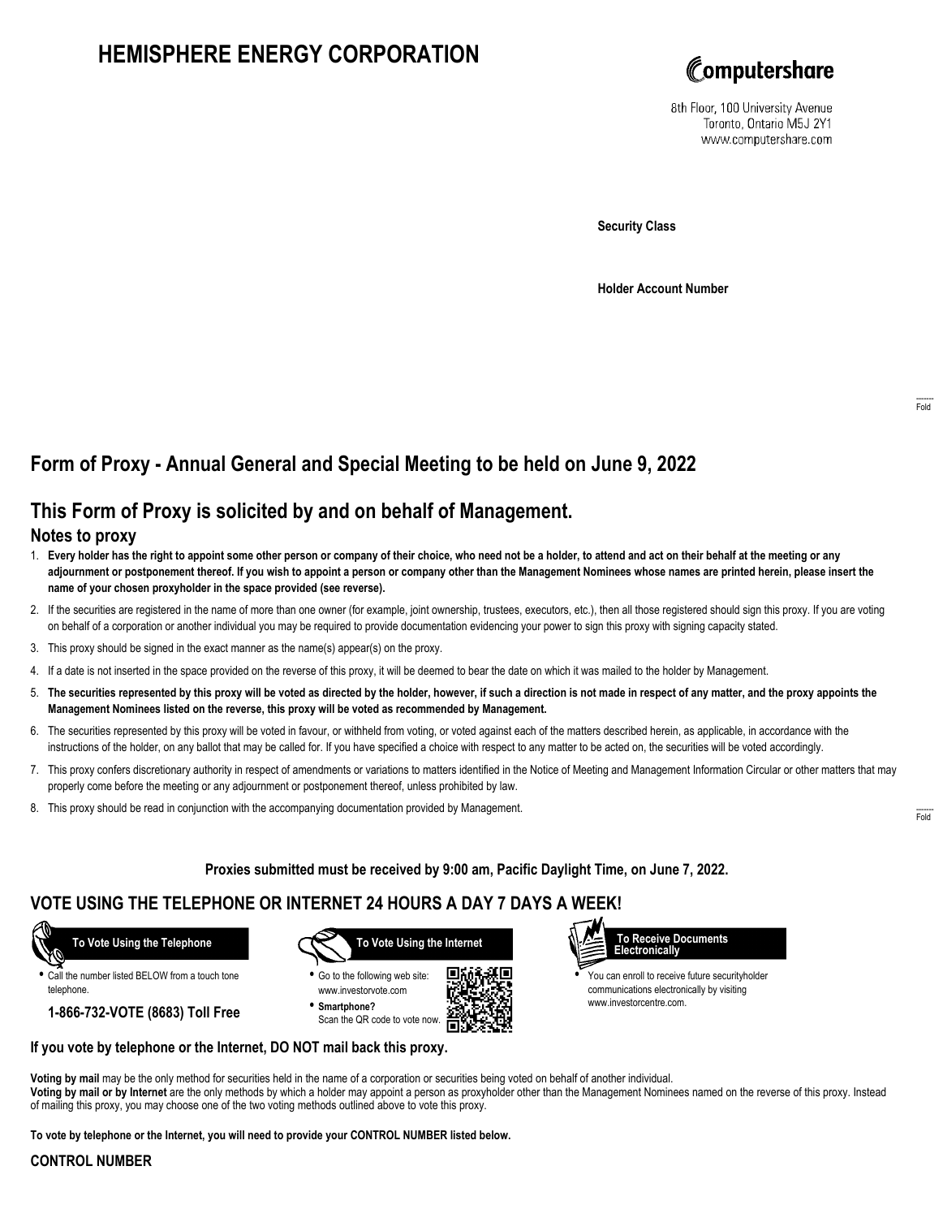# HEMISPHERE ENERGY CORPORATION

Computershare

8th Floor, 100 University Avenue
Toronto, Ontario M5J 2Y1
www.computershare.com

**Security Class**

**Holder Account Number**

Fold

## Form of Proxy - Annual General and Special Meeting to be held on June 9, 2022

## This Form of Proxy is solicited by and on behalf of Management.

### Notes to proxy

1. **Every holder has the right to appoint some other person or company of their choice, who need not be a holder, to attend and act on their behalf at the meeting or any adjournment or postponement thereof. If you wish to appoint a person or company other than the Management Nominees whose names are printed herein, please insert the name of your chosen proxyholder in the space provided (see reverse).**
2. If the securities are registered in the name of more than one owner (for example, joint ownership, trustees, executors, etc.), then all those registered should sign this proxy. If you are voting on behalf of a corporation or another individual you may be required to provide documentation evidencing your power to sign this proxy with signing capacity stated.
3. This proxy should be signed in the exact manner as the name(s) appear(s) on the proxy.
4. If a date is not inserted in the space provided on the reverse of this proxy, it will be deemed to bear the date on which it was mailed to the holder by Management.
5. **The securities represented by this proxy will be voted as directed by the holder, however, if such a direction is not made in respect of any matter, and the proxy appoints the Management Nominees listed on the reverse, this proxy will be voted as recommended by Management.**
6. The securities represented by this proxy will be voted in favour, or withheld from voting, or voted against each of the matters described herein, as applicable, in accordance with the instructions of the holder, on any ballot that may be called for. If you have specified a choice with respect to any matter to be acted on, the securities will be voted accordingly.
7. This proxy confers discretionary authority in respect of amendments or variations to matters identified in the Notice of Meeting and Management Information Circular or other matters that may properly come before the meeting or any adjournment or postponement thereof, unless prohibited by law.
8. This proxy should be read in conjunction with the accompanying documentation provided by Management.

Fold

**Proxies submitted must be received by 9:00 am, Pacific Daylight Time, on June 7, 2022.**

## VOTE USING THE TELEPHONE OR INTERNET 24 HOURS A DAY 7 DAYS A WEEK!

**To Vote Using the Telephone**

- Call the number listed BELOW from a touch tone telephone.

**1-866-732-VOTE (8683) Toll Free**

**To Vote Using the Internet**

- Go to the following web site: www.investorvote.com
- **Smartphone?** Scan the QR code to vote now.

**To Receive Documents Electronically**

- You can enroll to receive future securityholder communications electronically by visiting www.investorcentre.com.

**If you vote by telephone or the Internet, DO NOT mail back this proxy.**

**Voting by mail** may be the only method for securities held in the name of a corporation or securities being voted on behalf of another individual.
**Voting by mail or by Internet** are the only methods by which a holder may appoint a person as proxyholder other than the Management Nominees named on the reverse of this proxy. Instead of mailing this proxy, you may choose one of the two voting methods outlined above to vote this proxy.

**To vote by telephone or the Internet, you will need to provide your CONTROL NUMBER listed below.**

**CONTROL NUMBER**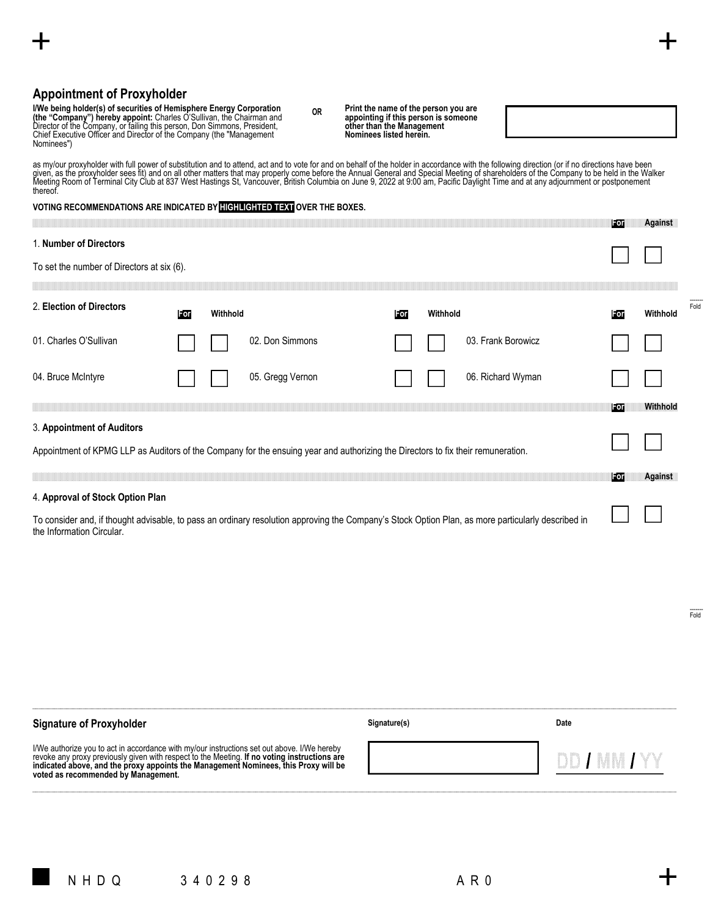## Appointment of Proxyholder

**I/We being holder(s) of securities of Hemisphere Energy Corporation (the "Company") hereby appoint:** Charles O'Sullivan, the Chairman and Director of the Company, or failing this person, Don Simmons, President, Chief Executive Officer and Director of the Company (the "Management Nominees")

**OR**

**Print the name of the person you are appointing if this person is someone other than the Management Nominees listed herein.**

as my/our proxyholder with full power of substitution and to attend, act and to vote for and on behalf of the holder in accordance with the following direction (or if no directions have been given, as the proxyholder sees fit) and on all other matters that may properly come before the Annual General and Special Meeting of shareholders of the Company to be held in the Walker Meeting Room of Terminal City Club at 837 West Hastings St, Vancouver, British Columbia on June 9, 2022 at 9:00 am, Pacific Daylight Time and at any adjournment or postponement thereof.

**VOTING RECOMMENDATIONS ARE INDICATED BY HIGHLIGHTED TEXT OVER THE BOXES.**

| | For | Against |
|---|---|---|
| 1. **Number of Directors**<br>To set the number of Directors at six (6). | ☐ | ☐ |

| 2. **Election of Directors** | For | Withhold | | For | Withhold | | For | Withhold |
|---|---|---|---|---|---|---|---|---|
| 01. Charles O'Sullivan | ☐ | ☐ | 02. Don Simmons | ☐ | ☐ | 03. Frank Borowicz | ☐ | ☐ |
| 04. Bruce McIntyre | ☐ | ☐ | 05. Gregg Vernon | ☐ | ☐ | 06. Richard Wyman | ☐ | ☐ |

| | For | Withhold |
|---|---|---|
| 3. **Appointment of Auditors**<br>Appointment of KPMG LLP as Auditors of the Company for the ensuing year and authorizing the Directors to fix their remuneration. | ☐ | ☐ |

| | For | Against |
|---|---|---|
| 4. **Approval of Stock Option Plan**<br>To consider and, if thought advisable, to pass an ordinary resolution approving the Company's Stock Option Plan, as more particularly described in the Information Circular. | ☐ | ☐ |

## Signature of Proxyholder

I/We authorize you to act in accordance with my/our instructions set out above. I/We hereby revoke any proxy previously given with respect to the Meeting. **If no voting instructions are indicated above, and the proxy appoints the Management Nominees, this Proxy will be voted as recommended by Management.**

Signature(s)

Date

DD / MM / YY

N H D Q 3 4 0 2 9 8 A R 0